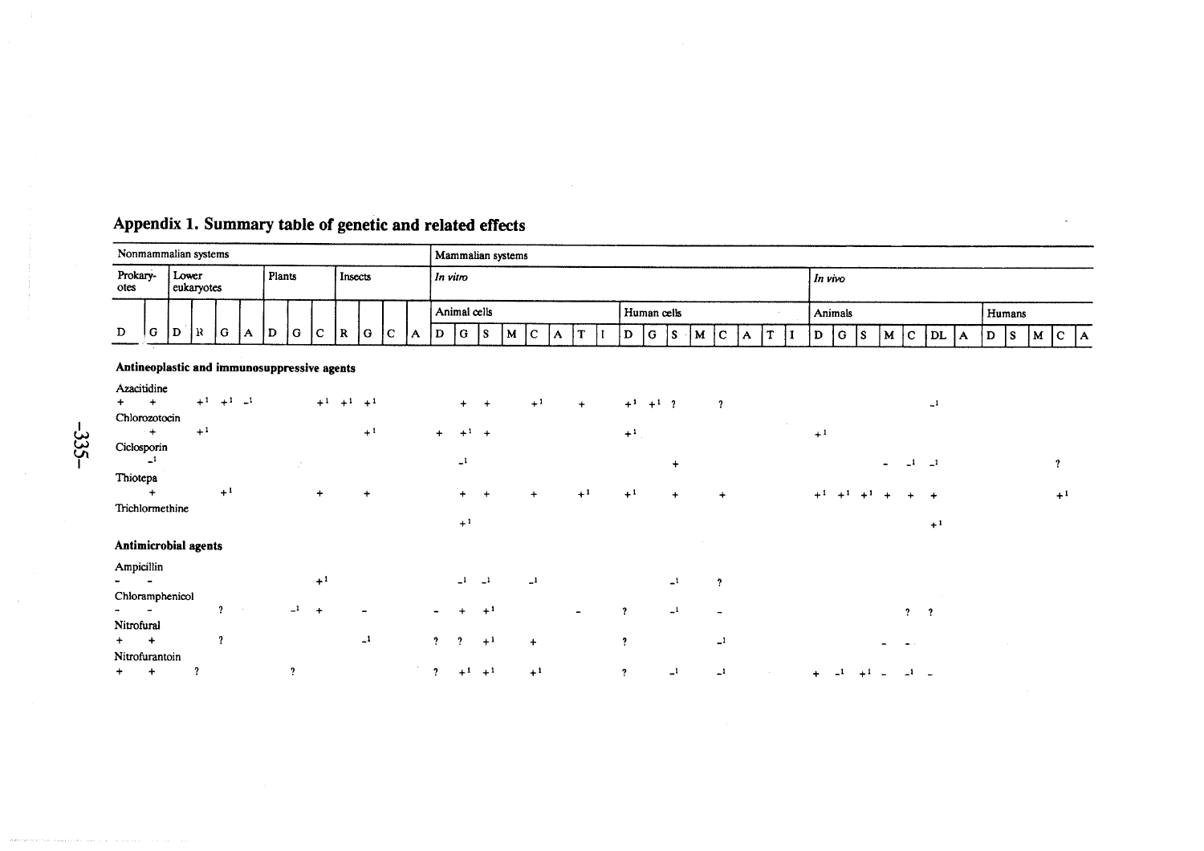## Appendix 1. Summary table of genetic and related effects

| | Nonmammalian systems | | | | | | | | | | | | | Mammalian systems | | | | | | | | | | | | | | | | | | | | | | | | | | | |
|---|---|---|---|---|---|---|---|---|---|---|---|---|---|---|---|---|---|---|---|---|---|---|---|---|---|---|---|---|---|---|---|---|---|---|---|---|---|---|---|---|---|
| | Prokaryotes | | Lower eukaryotes | | | | Plants | | | Insects | | | | *In vitro* | | | | | | | | | | | | | | | | *In vivo* | | | | | | | | | | | |
| | | | | | | | | | | | | | | Animal cells | | | | | | | | Human cells | | | | | | | | Animals | | | | | | | Humans | | | | |
| Agent | D | G | D | R | G | A | D | G | C | R | G | C | A | D | G | S | M | C | A | T | I | D | G | S | M | C | A | T | I | D | G | S | M | C | DL | A | D | S | M | C | A |
| **Antineoplastic and immunosuppressive agents** | | | | | | | | | | | | | | | | | | | | | | | | | | | | | | | | | | | | | | | | | |
| Azacitidine | + | + | | +[1] | +[1] | -[1] | | | +[1] | +[1] | +[1] | | | | + | + | | +[1] | | + | | +[1] | +[1] | ? | | ? | | | | | | | | | -[1] | | | | | | |
| Chlorozotocin | | + | | +[1] | | | | | | | +[1] | | | + | +[1] | + | | | | | | +[1] | | | | | | | | +[1] | | | | | | | | | | | |
| Ciclosporin | | -[1] | | | | | | | | | | | | | -[1] | | | | | | | | | + | | | | | | | | | - | -[1] | -[1] | | | | | ? | |
| Thiotepa | | + | | | +[1] | | | | + | | + | | | | + | + | | + | | +[1] | | +[1] | | + | | + | | | | +[1] | +[1] | +[1] | + | + | + | | | | | +[1] | |
| Trichlormethine | | | | | | | | | | | | | | | +[1] | | | | | | | | | | | | | | | | | | | | +[1] | | | | | | |
| **Antimicrobial agents** | | | | | | | | | | | | | | | | | | | | | | | | | | | | | | | | | | | | | | | | | |
| Ampicillin | - | - | | | | | | | +[1] | | | | | | -[1] | -[1] | | -[1] | | | | | | -[1] | | ? | | | | | | | | | | | | | | | |
| Chloramphenicol | - | - | | | ? | | | -[1] | + | | - | | | - | + | +[1] | | | | - | | ? | | -[1] | | - | | | | | | | | ? | ? | | | | | | |
| Nitrofural | + | + | | | ? | | | | | | -[1] | | | ? | ? | +[1] | | + | | | | ? | | | | -[1] | | | | | | | - | - | | | | | | | |
| Nitrofurantoin | + | + | | ? | | | | ? | | | | | | ? | +[1] | +[1] | | +[1] | | | | ? | | -[1] | | -[1] | | | | + | -[1] | +[1] | - | -[1] | - | | | | | | |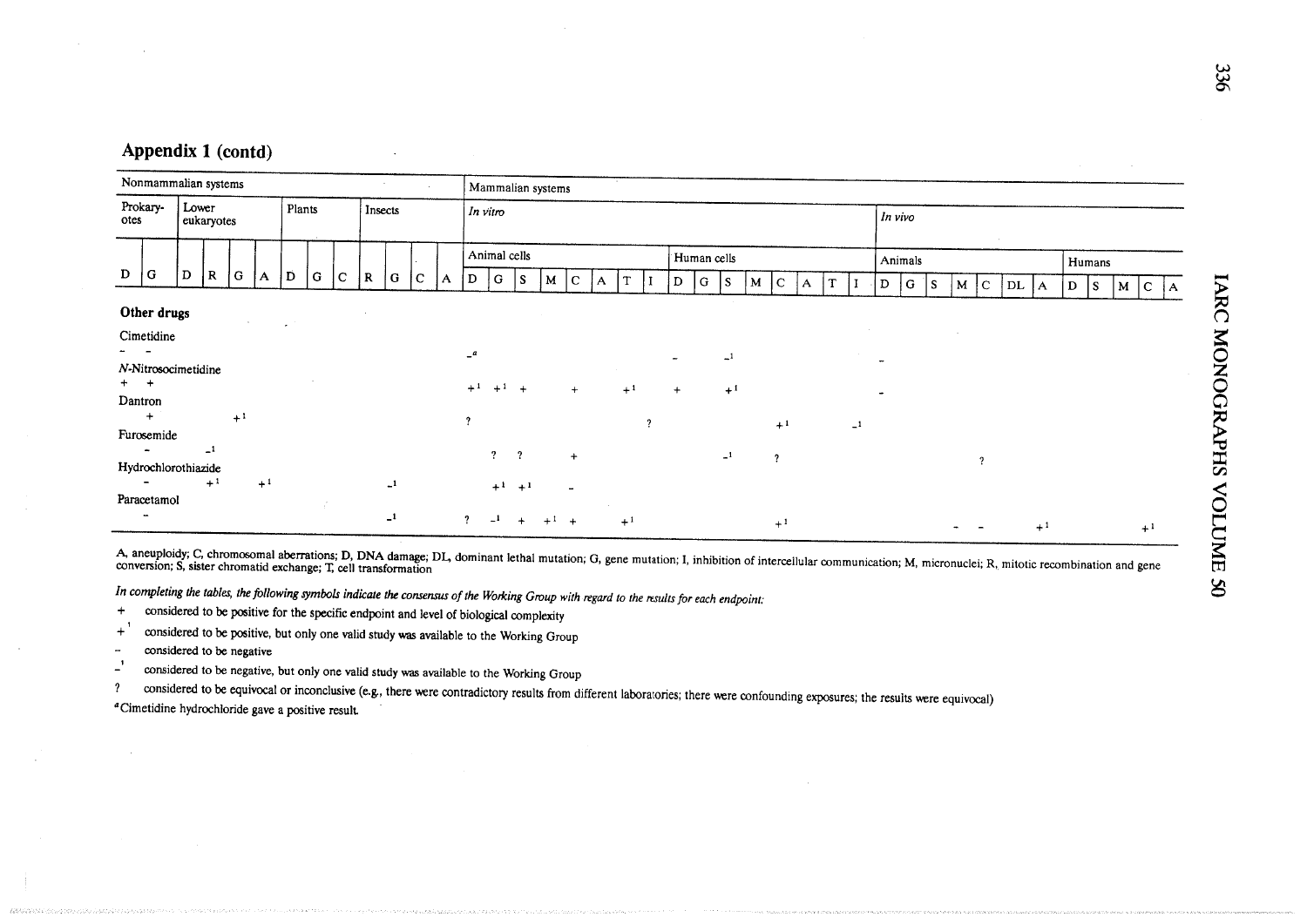## Appendix 1 (contd)

| Nonmammalian systems | | | | | | | | | | | | | Mammalian systems | | | | | | | | | | | | | | | | | | | | | | | | | | | |
|---|---|---|---|---|---|---|---|---|---|---|---|---|---|---|---|---|---|---|---|---|---|---|---|---|---|---|---|---|---|---|---|---|---|---|---|---|---|---|---|---|
| Prokaryotes | | Lower eukaryotes | | | | Plants | | | Insects | | | | *In vitro* | | | | | | | | | | | | | | | | *In vivo* | | | | | | | | | | | |
| | | | | | | | | | | | | | Animal cells | | | | | | | | Human cells | | | | | | | | Animals | | | | | | | Humans | | | | |
| D | G | D | R | G | A | D | G | C | R | G | C | A | D | G | S | M | C | A | T | I | D | G | S | M | C | A | T | I | D | G | S | M | C | DL | A | D | S | M | C | A |
| **Other drugs** | | | | | | | | | | | | | | | | | | | | | | | | | | | | | | | | | | | | | | | | |
| Cimetidine | | | | | | | | | | | | | | | | | | | | | | | | | | | | | | | | | | | | | | | | |
| - | - | | | | | | | | | | | | -[a] | | | | | | | | - | | -[1] | | | | | | - | | | | | | | | | | | |
| *N*-Nitrosocimetidine | | | | | | | | | | | | | | | | | | | | | | | | | | | | | | | | | | | | | | | | |
| + | + | | | | | | | | | | | | +[1] | +[1] | + | | + | | +[1] | | + | | +[1] | | | | | | - | | | | | | | | | | | |
| Dantron | | | | | | | | | | | | | | | | | | | | | | | | | | | | | | | | | | | | | | | | |
| | + | | | +[1] | | | | | | | | | ? | | | | | | | ? | | | | | +[1] | | | -[1] | | | | | | | | | | | | |
| Furosemide | | | | | | | | | | | | | | | | | | | | | | | | | | | | | | | | | | | | | | | | |
| | - | | -[1] | | | | | | | | | | | ? | ? | | + | | | | | | -[1] | | ? | | | | | | | | ? | | | | | | | |
| Hydrochlorothiazide | | | | | | | | | | | | | | | | | | | | | | | | | | | | | | | | | | | | | | | | |
| | - | | +[1] | | +[1] | | | | | -[1] | | | | +[1] | +[1] | | - | | | | | | | | | | | | | | | | | | | | | | | |
| Paracetamol | | | | | | | | | | | | | | | | | | | | | | | | | | | | | | | | | | | | | | | | |
| | - | | | | | | | | | -[1] | | | ? | -[1] | + | +[1] | + | | +[1] | | | | | | +[1] | | | | | | | - | - | | +[1] | | | | +[1] | |

A, aneuploidy; C, chromosomal aberrations; D, DNA damage; DL, dominant lethal mutation; G, gene mutation; I, inhibition of intercellular communication; M, micronuclei; R, mitotic recombination and gene conversion; S, sister chromatid exchange; T, cell transformation

*In completing the tables, the following symbols indicate the consensus of the Working Group with regard to the results for each endpoint:*

- \+ considered to be positive for the specific endpoint and level of biological complexity
- +[1] considered to be positive, but only one valid study was available to the Working Group
- \- considered to be negative
- -[1] considered to be negative, but only one valid study was available to the Working Group
- ? considered to be equivocal or inconclusive (e.g., there were contradictory results from different laboratories; there were confounding exposures; the results were equivocal)

[a] Cimetidine hydrochloride gave a positive result.